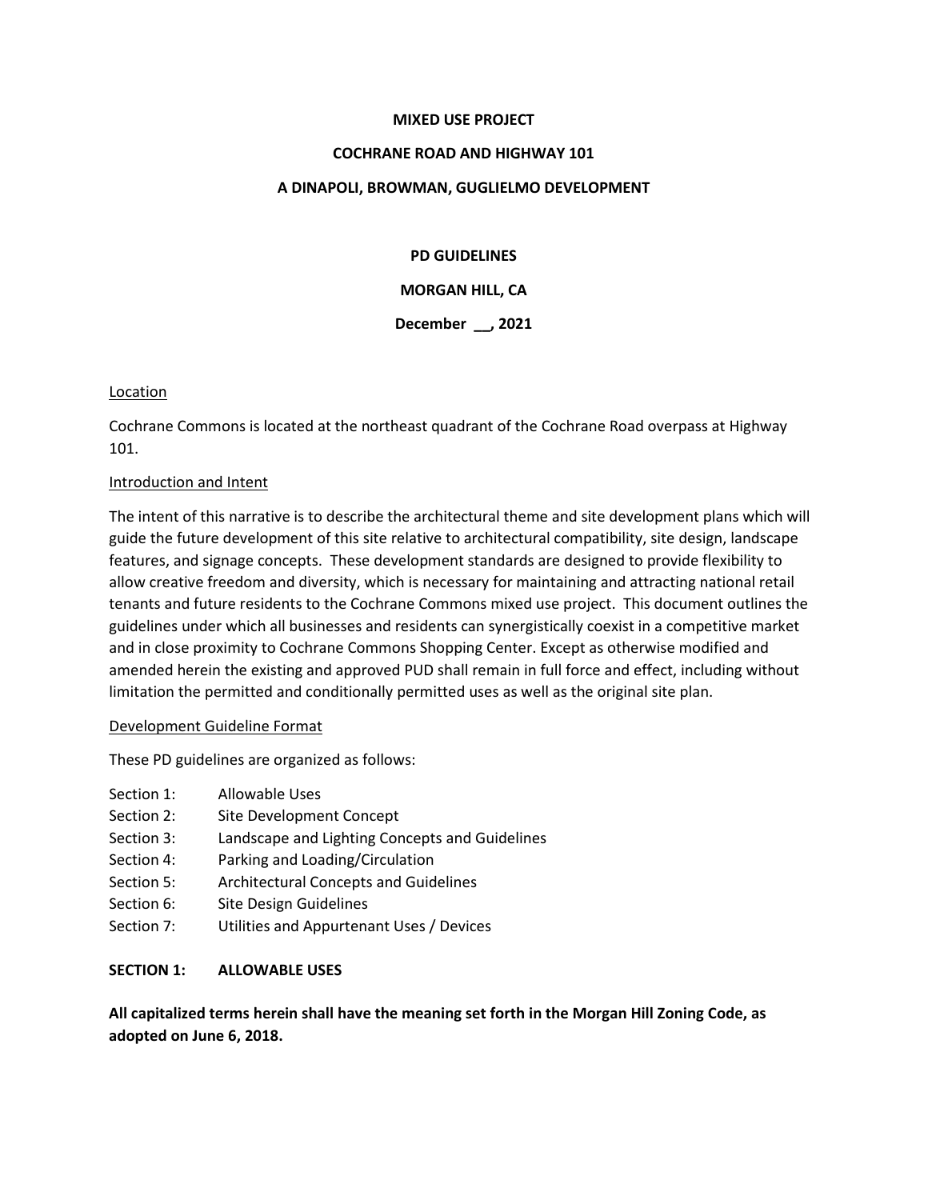**MIXED USE PROJECT**

**COCHRANE ROAD AND HIGHWAY 101**

**A DINAPOLI, BROWMAN, GUGLIELMO DEVELOPMENT**

**PD GUIDELINES**

**MORGAN HILL, CA**

**December __, 2021**

<u>Location</u>

Cochrane Commons is located at the northeast quadrant of the Cochrane Road overpass at Highway 101.

<u>Introduction and Intent</u>

The intent of this narrative is to describe the architectural theme and site development plans which will guide the future development of this site relative to architectural compatibility, site design, landscape features, and signage concepts. These development standards are designed to provide flexibility to allow creative freedom and diversity, which is necessary for maintaining and attracting national retail tenants and future residents to the Cochrane Commons mixed use project. This document outlines the guidelines under which all businesses and residents can synergistically coexist in a competitive market and in close proximity to Cochrane Commons Shopping Center. Except as otherwise modified and amended herein the existing and approved PUD shall remain in full force and effect, including without limitation the permitted and conditionally permitted uses as well as the original site plan.

<u>Development Guideline Format</u>

These PD guidelines are organized as follows:

- Section 1: Allowable Uses
- Section 2: Site Development Concept
- Section 3: Landscape and Lighting Concepts and Guidelines
- Section 4: Parking and Loading/Circulation
- Section 5: Architectural Concepts and Guidelines
- Section 6: Site Design Guidelines
- Section 7: Utilities and Appurtenant Uses / Devices

## SECTION 1: ALLOWABLE USES

**All capitalized terms herein shall have the meaning set forth in the Morgan Hill Zoning Code, as adopted on June 6, 2018.**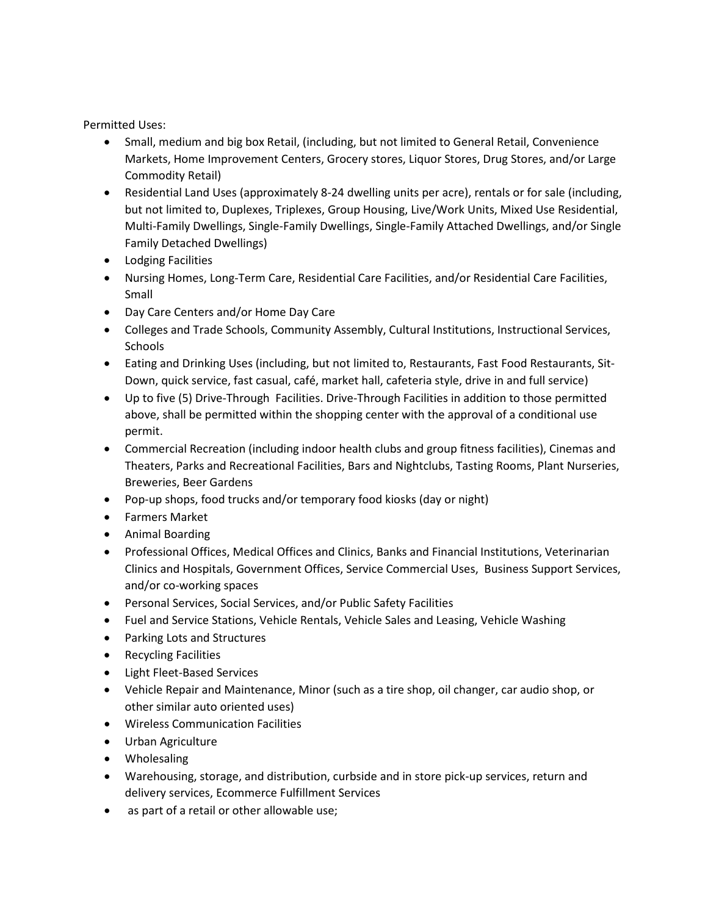Permitted Uses:

- Small, medium and big box Retail, (including, but not limited to General Retail, Convenience Markets, Home Improvement Centers, Grocery stores, Liquor Stores, Drug Stores, and/or Large Commodity Retail)
- Residential Land Uses (approximately 8-24 dwelling units per acre), rentals or for sale (including, but not limited to, Duplexes, Triplexes, Group Housing, Live/Work Units, Mixed Use Residential, Multi-Family Dwellings, Single-Family Dwellings, Single-Family Attached Dwellings, and/or Single Family Detached Dwellings)
- Lodging Facilities
- Nursing Homes, Long-Term Care, Residential Care Facilities, and/or Residential Care Facilities, Small
- Day Care Centers and/or Home Day Care
- Colleges and Trade Schools, Community Assembly, Cultural Institutions, Instructional Services, Schools
- Eating and Drinking Uses (including, but not limited to, Restaurants, Fast Food Restaurants, Sit-Down, quick service, fast casual, café, market hall, cafeteria style, drive in and full service)
- Up to five (5) Drive-Through Facilities. Drive-Through Facilities in addition to those permitted above, shall be permitted within the shopping center with the approval of a conditional use permit.
- Commercial Recreation (including indoor health clubs and group fitness facilities), Cinemas and Theaters, Parks and Recreational Facilities, Bars and Nightclubs, Tasting Rooms, Plant Nurseries, Breweries, Beer Gardens
- Pop-up shops, food trucks and/or temporary food kiosks (day or night)
- Farmers Market
- Animal Boarding
- Professional Offices, Medical Offices and Clinics, Banks and Financial Institutions, Veterinarian Clinics and Hospitals, Government Offices, Service Commercial Uses, Business Support Services, and/or co-working spaces
- Personal Services, Social Services, and/or Public Safety Facilities
- Fuel and Service Stations, Vehicle Rentals, Vehicle Sales and Leasing, Vehicle Washing
- Parking Lots and Structures
- Recycling Facilities
- Light Fleet-Based Services
- Vehicle Repair and Maintenance, Minor (such as a tire shop, oil changer, car audio shop, or other similar auto oriented uses)
- Wireless Communication Facilities
- Urban Agriculture
- Wholesaling
- Warehousing, storage, and distribution, curbside and in store pick-up services, return and delivery services, Ecommerce Fulfillment Services
- as part of a retail or other allowable use;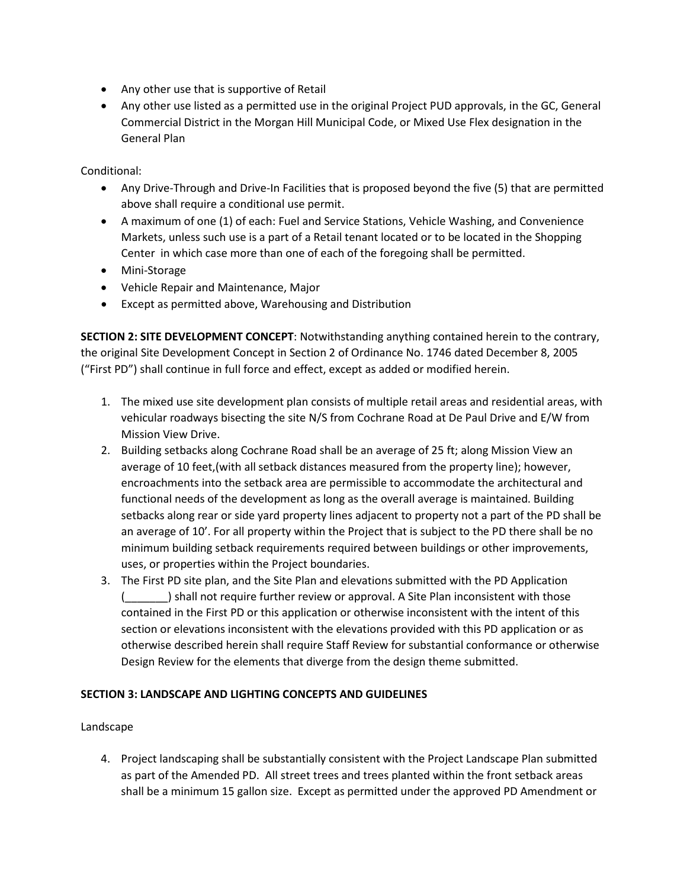- Any other use that is supportive of Retail
- Any other use listed as a permitted use in the original Project PUD approvals, in the GC, General Commercial District in the Morgan Hill Municipal Code, or Mixed Use Flex designation in the General Plan

Conditional:

- Any Drive-Through and Drive-In Facilities that is proposed beyond the five (5) that are permitted above shall require a conditional use permit.
- A maximum of one (1) of each: Fuel and Service Stations, Vehicle Washing, and Convenience Markets, unless such use is a part of a Retail tenant located or to be located in the Shopping Center in which case more than one of each of the foregoing shall be permitted.
- Mini-Storage
- Vehicle Repair and Maintenance, Major
- Except as permitted above, Warehousing and Distribution

**SECTION 2: SITE DEVELOPMENT CONCEPT**: Notwithstanding anything contained herein to the contrary, the original Site Development Concept in Section 2 of Ordinance No. 1746 dated December 8, 2005 ("First PD") shall continue in full force and effect, except as added or modified herein.

1. The mixed use site development plan consists of multiple retail areas and residential areas, with vehicular roadways bisecting the site N/S from Cochrane Road at De Paul Drive and E/W from Mission View Drive.
2. Building setbacks along Cochrane Road shall be an average of 25 ft; along Mission View an average of 10 feet,(with all setback distances measured from the property line); however, encroachments into the setback area are permissible to accommodate the architectural and functional needs of the development as long as the overall average is maintained. Building setbacks along rear or side yard property lines adjacent to property not a part of the PD shall be an average of 10'. For all property within the Project that is subject to the PD there shall be no minimum building setback requirements required between buildings or other improvements, uses, or properties within the Project boundaries.
3. The First PD site plan, and the Site Plan and elevations submitted with the PD Application (_______) shall not require further review or approval. A Site Plan inconsistent with those contained in the First PD or this application or otherwise inconsistent with the intent of this section or elevations inconsistent with the elevations provided with this PD application or as otherwise described herein shall require Staff Review for substantial conformance or otherwise Design Review for the elements that diverge from the design theme submitted.

**SECTION 3: LANDSCAPE AND LIGHTING CONCEPTS AND GUIDELINES**

Landscape

4. Project landscaping shall be substantially consistent with the Project Landscape Plan submitted as part of the Amended PD. All street trees and trees planted within the front setback areas shall be a minimum 15 gallon size. Except as permitted under the approved PD Amendment or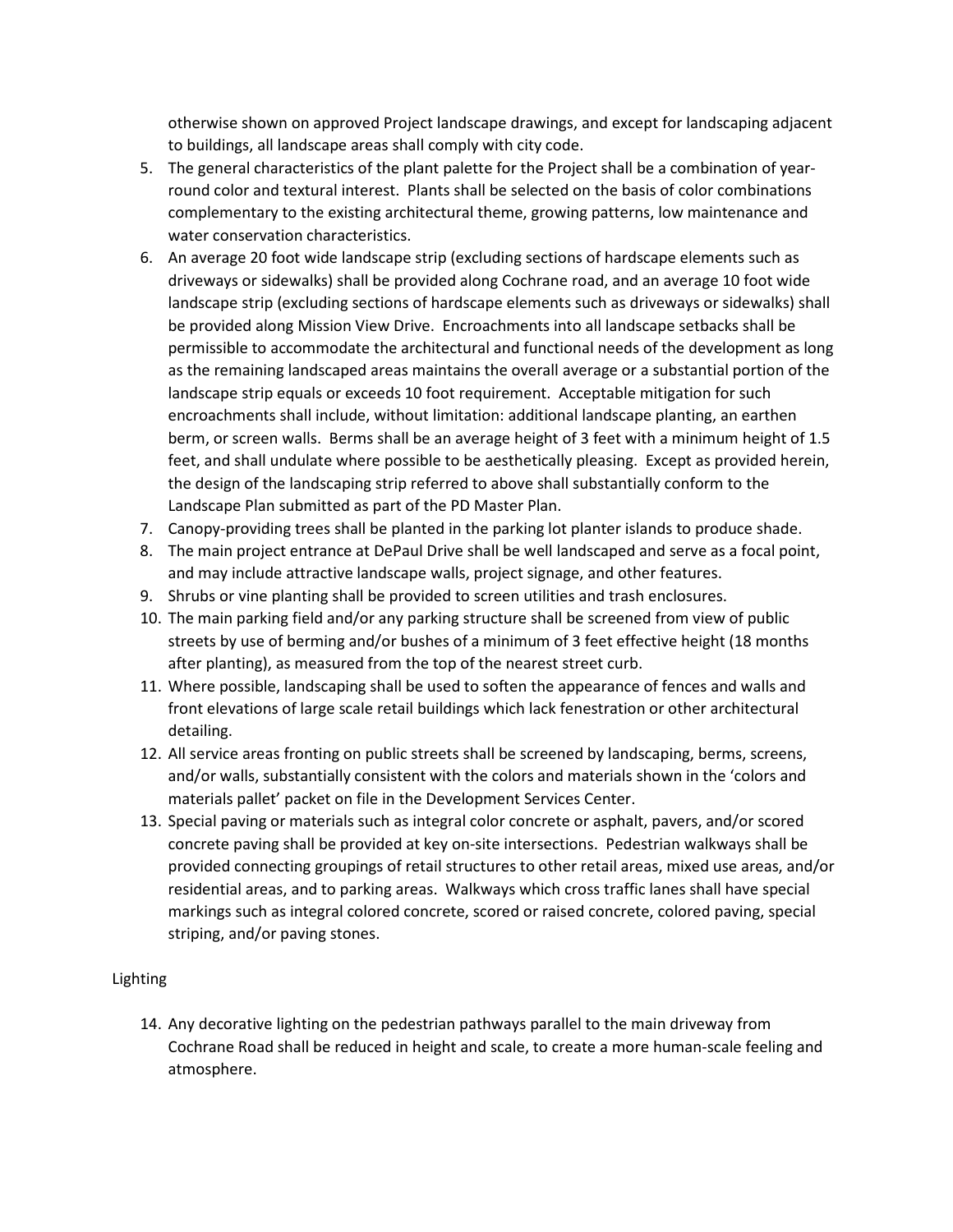otherwise shown on approved Project landscape drawings, and except for landscaping adjacent to buildings, all landscape areas shall comply with city code.

5. The general characteristics of the plant palette for the Project shall be a combination of year-round color and textural interest. Plants shall be selected on the basis of color combinations complementary to the existing architectural theme, growing patterns, low maintenance and water conservation characteristics.
6. An average 20 foot wide landscape strip (excluding sections of hardscape elements such as driveways or sidewalks) shall be provided along Cochrane road, and an average 10 foot wide landscape strip (excluding sections of hardscape elements such as driveways or sidewalks) shall be provided along Mission View Drive. Encroachments into all landscape setbacks shall be permissible to accommodate the architectural and functional needs of the development as long as the remaining landscaped areas maintains the overall average or a substantial portion of the landscape strip equals or exceeds 10 foot requirement. Acceptable mitigation for such encroachments shall include, without limitation: additional landscape planting, an earthen berm, or screen walls. Berms shall be an average height of 3 feet with a minimum height of 1.5 feet, and shall undulate where possible to be aesthetically pleasing. Except as provided herein, the design of the landscaping strip referred to above shall substantially conform to the Landscape Plan submitted as part of the PD Master Plan.
7. Canopy-providing trees shall be planted in the parking lot planter islands to produce shade.
8. The main project entrance at DePaul Drive shall be well landscaped and serve as a focal point, and may include attractive landscape walls, project signage, and other features.
9. Shrubs or vine planting shall be provided to screen utilities and trash enclosures.
10. The main parking field and/or any parking structure shall be screened from view of public streets by use of berming and/or bushes of a minimum of 3 feet effective height (18 months after planting), as measured from the top of the nearest street curb.
11. Where possible, landscaping shall be used to soften the appearance of fences and walls and front elevations of large scale retail buildings which lack fenestration or other architectural detailing.
12. All service areas fronting on public streets shall be screened by landscaping, berms, screens, and/or walls, substantially consistent with the colors and materials shown in the 'colors and materials pallet' packet on file in the Development Services Center.
13. Special paving or materials such as integral color concrete or asphalt, pavers, and/or scored concrete paving shall be provided at key on-site intersections. Pedestrian walkways shall be provided connecting groupings of retail structures to other retail areas, mixed use areas, and/or residential areas, and to parking areas. Walkways which cross traffic lanes shall have special markings such as integral colored concrete, scored or raised concrete, colored paving, special striping, and/or paving stones.

Lighting

14. Any decorative lighting on the pedestrian pathways parallel to the main driveway from Cochrane Road shall be reduced in height and scale, to create a more human-scale feeling and atmosphere.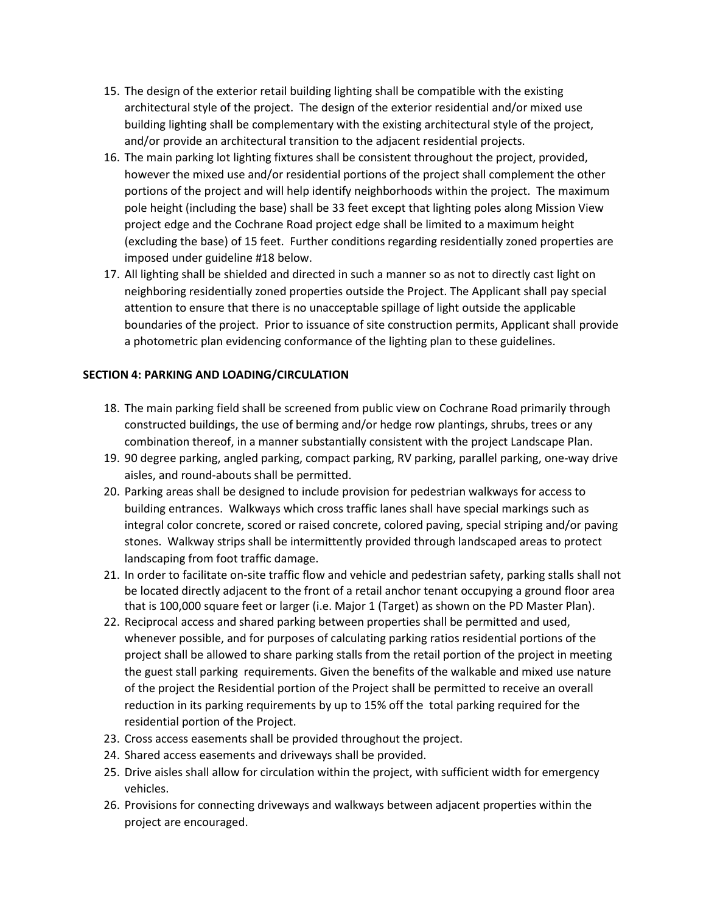15. The design of the exterior retail building lighting shall be compatible with the existing architectural style of the project. The design of the exterior residential and/or mixed use building lighting shall be complementary with the existing architectural style of the project, and/or provide an architectural transition to the adjacent residential projects.
16. The main parking lot lighting fixtures shall be consistent throughout the project, provided, however the mixed use and/or residential portions of the project shall complement the other portions of the project and will help identify neighborhoods within the project. The maximum pole height (including the base) shall be 33 feet except that lighting poles along Mission View project edge and the Cochrane Road project edge shall be limited to a maximum height (excluding the base) of 15 feet. Further conditions regarding residentially zoned properties are imposed under guideline #18 below.
17. All lighting shall be shielded and directed in such a manner so as not to directly cast light on neighboring residentially zoned properties outside the Project. The Applicant shall pay special attention to ensure that there is no unacceptable spillage of light outside the applicable boundaries of the project. Prior to issuance of site construction permits, Applicant shall provide a photometric plan evidencing conformance of the lighting plan to these guidelines.

**SECTION 4: PARKING AND LOADING/CIRCULATION**

18. The main parking field shall be screened from public view on Cochrane Road primarily through constructed buildings, the use of berming and/or hedge row plantings, shrubs, trees or any combination thereof, in a manner substantially consistent with the project Landscape Plan.
19. 90 degree parking, angled parking, compact parking, RV parking, parallel parking, one-way drive aisles, and round-abouts shall be permitted.
20. Parking areas shall be designed to include provision for pedestrian walkways for access to building entrances. Walkways which cross traffic lanes shall have special markings such as integral color concrete, scored or raised concrete, colored paving, special striping and/or paving stones. Walkway strips shall be intermittently provided through landscaped areas to protect landscaping from foot traffic damage.
21. In order to facilitate on-site traffic flow and vehicle and pedestrian safety, parking stalls shall not be located directly adjacent to the front of a retail anchor tenant occupying a ground floor area that is 100,000 square feet or larger (i.e. Major 1 (Target) as shown on the PD Master Plan).
22. Reciprocal access and shared parking between properties shall be permitted and used, whenever possible, and for purposes of calculating parking ratios residential portions of the project shall be allowed to share parking stalls from the retail portion of the project in meeting the guest stall parking requirements. Given the benefits of the walkable and mixed use nature of the project the Residential portion of the Project shall be permitted to receive an overall reduction in its parking requirements by up to 15% off the total parking required for the residential portion of the Project.
23. Cross access easements shall be provided throughout the project.
24. Shared access easements and driveways shall be provided.
25. Drive aisles shall allow for circulation within the project, with sufficient width for emergency vehicles.
26. Provisions for connecting driveways and walkways between adjacent properties within the project are encouraged.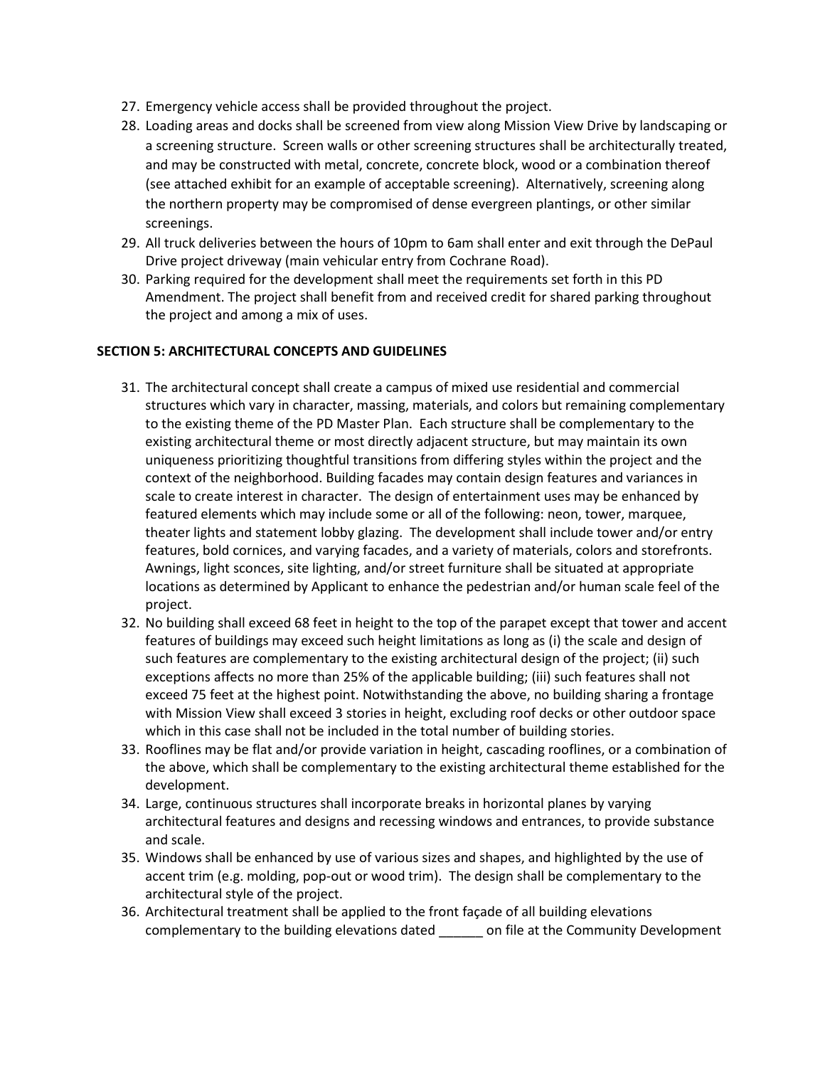27. Emergency vehicle access shall be provided throughout the project.
28. Loading areas and docks shall be screened from view along Mission View Drive by landscaping or a screening structure. Screen walls or other screening structures shall be architecturally treated, and may be constructed with metal, concrete, concrete block, wood or a combination thereof (see attached exhibit for an example of acceptable screening). Alternatively, screening along the northern property may be compromised of dense evergreen plantings, or other similar screenings.
29. All truck deliveries between the hours of 10pm to 6am shall enter and exit through the DePaul Drive project driveway (main vehicular entry from Cochrane Road).
30. Parking required for the development shall meet the requirements set forth in this PD Amendment. The project shall benefit from and received credit for shared parking throughout the project and among a mix of uses.

**SECTION 5: ARCHITECTURAL CONCEPTS AND GUIDELINES**

31. The architectural concept shall create a campus of mixed use residential and commercial structures which vary in character, massing, materials, and colors but remaining complementary to the existing theme of the PD Master Plan. Each structure shall be complementary to the existing architectural theme or most directly adjacent structure, but may maintain its own uniqueness prioritizing thoughtful transitions from differing styles within the project and the context of the neighborhood. Building facades may contain design features and variances in scale to create interest in character. The design of entertainment uses may be enhanced by featured elements which may include some or all of the following: neon, tower, marquee, theater lights and statement lobby glazing. The development shall include tower and/or entry features, bold cornices, and varying facades, and a variety of materials, colors and storefronts. Awnings, light sconces, site lighting, and/or street furniture shall be situated at appropriate locations as determined by Applicant to enhance the pedestrian and/or human scale feel of the project.
32. No building shall exceed 68 feet in height to the top of the parapet except that tower and accent features of buildings may exceed such height limitations as long as (i) the scale and design of such features are complementary to the existing architectural design of the project; (ii) such exceptions affects no more than 25% of the applicable building; (iii) such features shall not exceed 75 feet at the highest point. Notwithstanding the above, no building sharing a frontage with Mission View shall exceed 3 stories in height, excluding roof decks or other outdoor space which in this case shall not be included in the total number of building stories.
33. Rooflines may be flat and/or provide variation in height, cascading rooflines, or a combination of the above, which shall be complementary to the existing architectural theme established for the development.
34. Large, continuous structures shall incorporate breaks in horizontal planes by varying architectural features and designs and recessing windows and entrances, to provide substance and scale.
35. Windows shall be enhanced by use of various sizes and shapes, and highlighted by the use of accent trim (e.g. molding, pop-out or wood trim). The design shall be complementary to the architectural style of the project.
36. Architectural treatment shall be applied to the front façade of all building elevations complementary to the building elevations dated ______ on file at the Community Development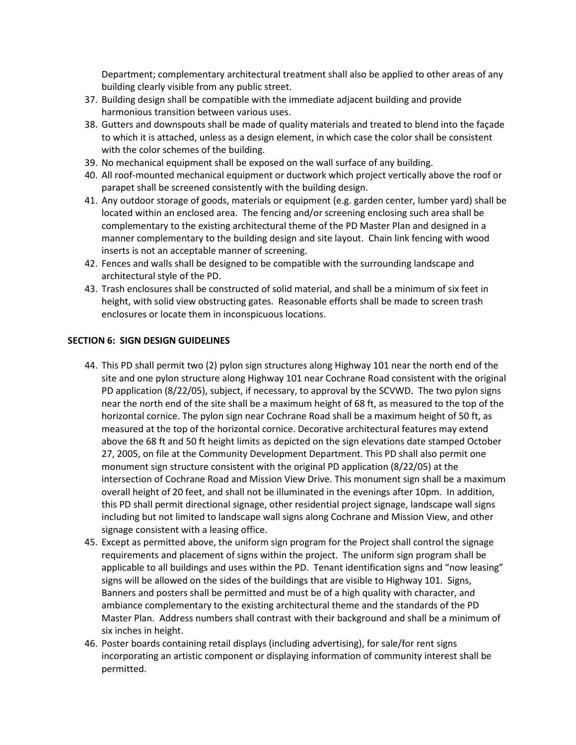Department; complementary architectural treatment shall also be applied to other areas of any building clearly visible from any public street.

37. Building design shall be compatible with the immediate adjacent building and provide harmonious transition between various uses.
38. Gutters and downspouts shall be made of quality materials and treated to blend into the façade to which it is attached, unless as a design element, in which case the color shall be consistent with the color schemes of the building.
39. No mechanical equipment shall be exposed on the wall surface of any building.
40. All roof-mounted mechanical equipment or ductwork which project vertically above the roof or parapet shall be screened consistently with the building design.
41. Any outdoor storage of goods, materials or equipment (e.g. garden center, lumber yard) shall be located within an enclosed area. The fencing and/or screening enclosing such area shall be complementary to the existing architectural theme of the PD Master Plan and designed in a manner complementary to the building design and site layout. Chain link fencing with wood inserts is not an acceptable manner of screening.
42. Fences and walls shall be designed to be compatible with the surrounding landscape and architectural style of the PD.
43. Trash enclosures shall be constructed of solid material, and shall be a minimum of six feet in height, with solid view obstructing gates. Reasonable efforts shall be made to screen trash enclosures or locate them in inconspicuous locations.

## SECTION 6: SIGN DESIGN GUIDELINES

44. This PD shall permit two (2) pylon sign structures along Highway 101 near the north end of the site and one pylon structure along Highway 101 near Cochrane Road consistent with the original PD application (8/22/05), subject, if necessary, to approval by the SCVWD. The two pylon signs near the north end of the site shall be a maximum height of 68 ft, as measured to the top of the horizontal cornice. The pylon sign near Cochrane Road shall be a maximum height of 50 ft, as measured at the top of the horizontal cornice. Decorative architectural features may extend above the 68 ft and 50 ft height limits as depicted on the sign elevations date stamped October 27, 2005, on file at the Community Development Department. This PD shall also permit one monument sign structure consistent with the original PD application (8/22/05) at the intersection of Cochrane Road and Mission View Drive. This monument sign shall be a maximum overall height of 20 feet, and shall not be illuminated in the evenings after 10pm. In addition, this PD shall permit directional signage, other residential project signage, landscape wall signs including but not limited to landscape wall signs along Cochrane and Mission View, and other signage consistent with a leasing office.
45. Except as permitted above, the uniform sign program for the Project shall control the signage requirements and placement of signs within the project. The uniform sign program shall be applicable to all buildings and uses within the PD. Tenant identification signs and "now leasing" signs will be allowed on the sides of the buildings that are visible to Highway 101. Signs, Banners and posters shall be permitted and must be of a high quality with character, and ambiance complementary to the existing architectural theme and the standards of the PD Master Plan. Address numbers shall contrast with their background and shall be a minimum of six inches in height.
46. Poster boards containing retail displays (including advertising), for sale/for rent signs incorporating an artistic component or displaying information of community interest shall be permitted.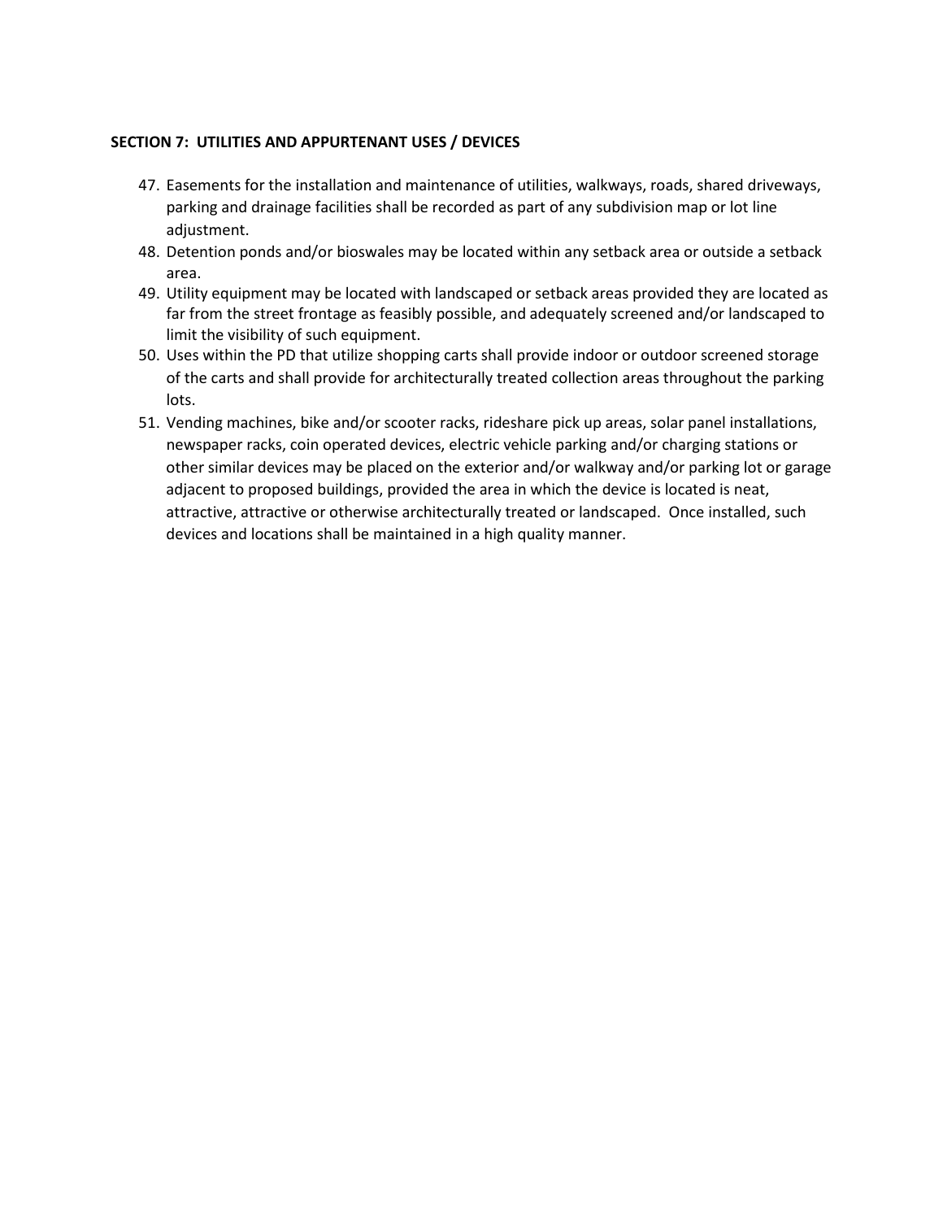**SECTION 7: UTILITIES AND APPURTENANT USES / DEVICES**

47. Easements for the installation and maintenance of utilities, walkways, roads, shared driveways, parking and drainage facilities shall be recorded as part of any subdivision map or lot line adjustment.
48. Detention ponds and/or bioswales may be located within any setback area or outside a setback area.
49. Utility equipment may be located with landscaped or setback areas provided they are located as far from the street frontage as feasibly possible, and adequately screened and/or landscaped to limit the visibility of such equipment.
50. Uses within the PD that utilize shopping carts shall provide indoor or outdoor screened storage of the carts and shall provide for architecturally treated collection areas throughout the parking lots.
51. Vending machines, bike and/or scooter racks, rideshare pick up areas, solar panel installations, newspaper racks, coin operated devices, electric vehicle parking and/or charging stations or other similar devices may be placed on the exterior and/or walkway and/or parking lot or garage adjacent to proposed buildings, provided the area in which the device is located is neat, attractive, attractive or otherwise architecturally treated or landscaped. Once installed, such devices and locations shall be maintained in a high quality manner.